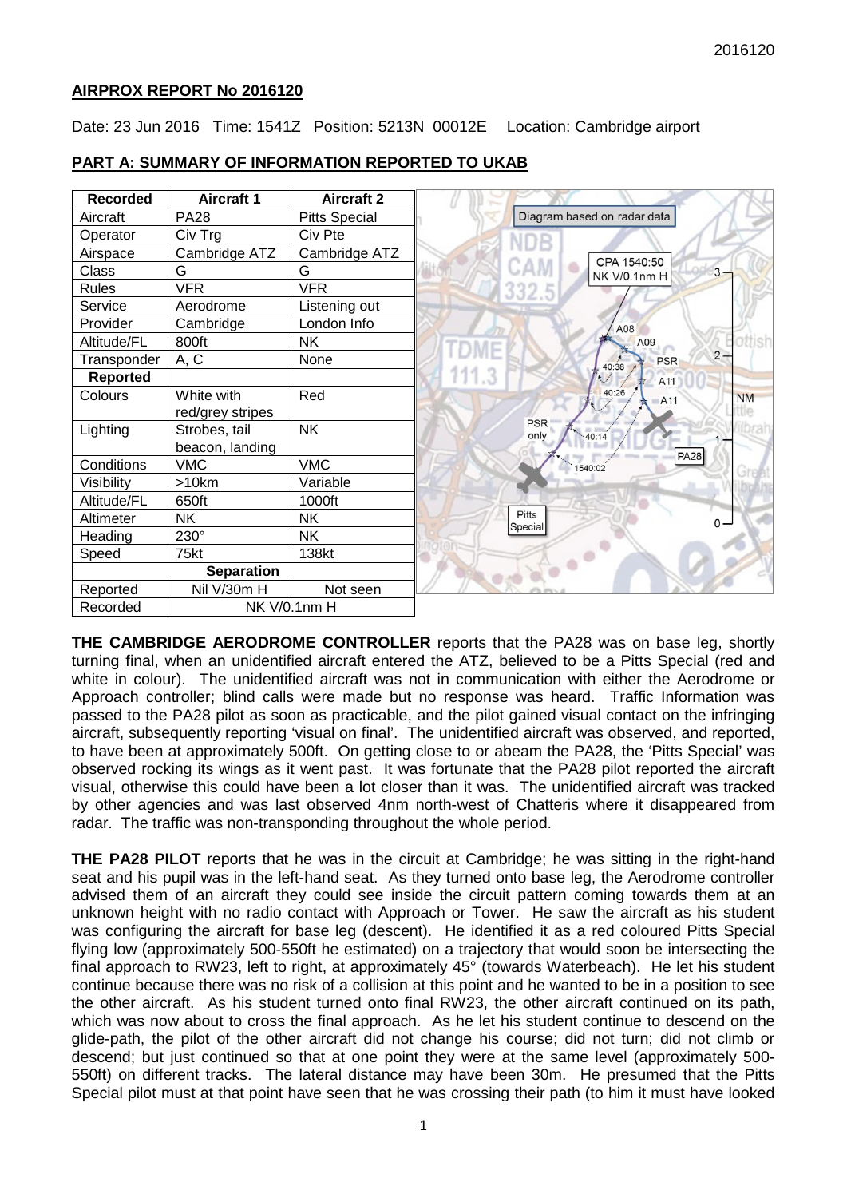**AIRPROX REPORT No 2016120**

Date: 23 Jun 2016 Time: 1541Z Position: 5213N 00012E Location: Cambridge airport

## PART A: SUMMARY OF INFORMATION REPORTED TO UKAB

| Recorded | Aircraft 1 | Aircraft 2 |
|---|---|---|
| Aircraft | PA28 | Pitts Special |
| Operator | Civ Trg | Civ Pte |
| Airspace | Cambridge ATZ | Cambridge ATZ |
| Class | G | G |
| Rules | VFR | VFR |
| Service | Aerodrome | Listening out |
| Provider | Cambridge | London Info |
| Altitude/FL | 800ft | NK |
| Transponder | A, C | None |
| **Reported** | | |
| Colours | White with red/grey stripes | Red |
| Lighting | Strobes, tail beacon, landing | NK |
| Conditions | VMC | VMC |
| Visibility | >10km | Variable |
| Altitude/FL | 650ft | 1000ft |
| Altimeter | NK | NK |
| Heading | 230° | NK |
| Speed | 75kt | 138kt |
| **Separation** | | |
| Reported | Nil V/30m H | Not seen |
| Recorded | NK V/0.1nm H | |

Diagram based on radar data

CPA 1540:50 NK V/0.1nm H

**THE CAMBRIDGE AERODROME CONTROLLER** reports that the PA28 was on base leg, shortly turning final, when an unidentified aircraft entered the ATZ, believed to be a Pitts Special (red and white in colour). The unidentified aircraft was not in communication with either the Aerodrome or Approach controller; blind calls were made but no response was heard. Traffic Information was passed to the PA28 pilot as soon as practicable, and the pilot gained visual contact on the infringing aircraft, subsequently reporting 'visual on final'. The unidentified aircraft was observed, and reported, to have been at approximately 500ft. On getting close to or abeam the PA28, the 'Pitts Special' was observed rocking its wings as it went past. It was fortunate that the PA28 pilot reported the aircraft visual, otherwise this could have been a lot closer than it was. The unidentified aircraft was tracked by other agencies and was last observed 4nm north-west of Chatteris where it disappeared from radar. The traffic was non-transponding throughout the whole period.

**THE PA28 PILOT** reports that he was in the circuit at Cambridge; he was sitting in the right-hand seat and his pupil was in the left-hand seat. As they turned onto base leg, the Aerodrome controller advised them of an aircraft they could see inside the circuit pattern coming towards them at an unknown height with no radio contact with Approach or Tower. He saw the aircraft as his student was configuring the aircraft for base leg (descent). He identified it as a red coloured Pitts Special flying low (approximately 500-550ft he estimated) on a trajectory that would soon be intersecting the final approach to RW23, left to right, at approximately 45° (towards Waterbeach). He let his student continue because there was no risk of a collision at this point and he wanted to be in a position to see the other aircraft. As his student turned onto final RW23, the other aircraft continued on its path, which was now about to cross the final approach. As he let his student continue to descend on the glide-path, the pilot of the other aircraft did not change his course; did not turn; did not climb or descend; but just continued so that at one point they were at the same level (approximately 500-550ft) on different tracks. The lateral distance may have been 30m. He presumed that the Pitts Special pilot must at that point have seen that he was crossing their path (to him it must have looked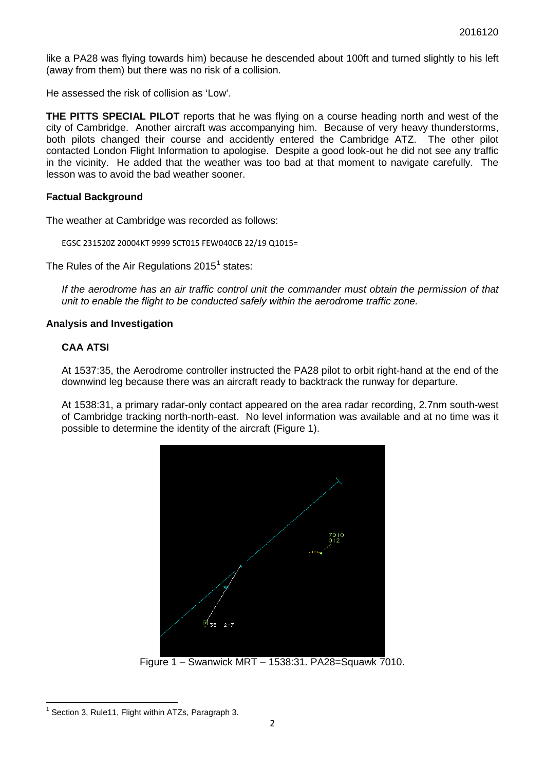like a PA28 was flying towards him) because he descended about 100ft and turned slightly to his left (away from them) but there was no risk of a collision.

He assessed the risk of collision as 'Low'.

**THE PITTS SPECIAL PILOT** reports that he was flying on a course heading north and west of the city of Cambridge. Another aircraft was accompanying him. Because of very heavy thunderstorms, both pilots changed their course and accidently entered the Cambridge ATZ. The other pilot contacted London Flight Information to apologise. Despite a good look-out he did not see any traffic in the vicinity. He added that the weather was too bad at that moment to navigate carefully. The lesson was to avoid the bad weather sooner.

## Factual Background

The weather at Cambridge was recorded as follows:

```
EGSC 231520Z 20004KT 9999 SCT015 FEW040CB 22/19 Q1015=
```

The Rules of the Air Regulations 2015[1] states:

> *If the aerodrome has an air traffic control unit the commander must obtain the permission of that unit to enable the flight to be conducted safely within the aerodrome traffic zone.*

## Analysis and Investigation

### CAA ATSI

At 1537:35, the Aerodrome controller instructed the PA28 pilot to orbit right-hand at the end of the downwind leg because there was an aircraft ready to backtrack the runway for departure.

At 1538:31, a primary radar-only contact appeared on the area radar recording, 2.7nm south-west of Cambridge tracking north-north-east. No level information was available and at no time was it possible to determine the identity of the aircraft (Figure 1).

Figure 1 – Swanwick MRT – 1538:31. PA28=Squawk 7010.

---

[1] Section 3, Rule11, Flight within ATZs, Paragraph 3.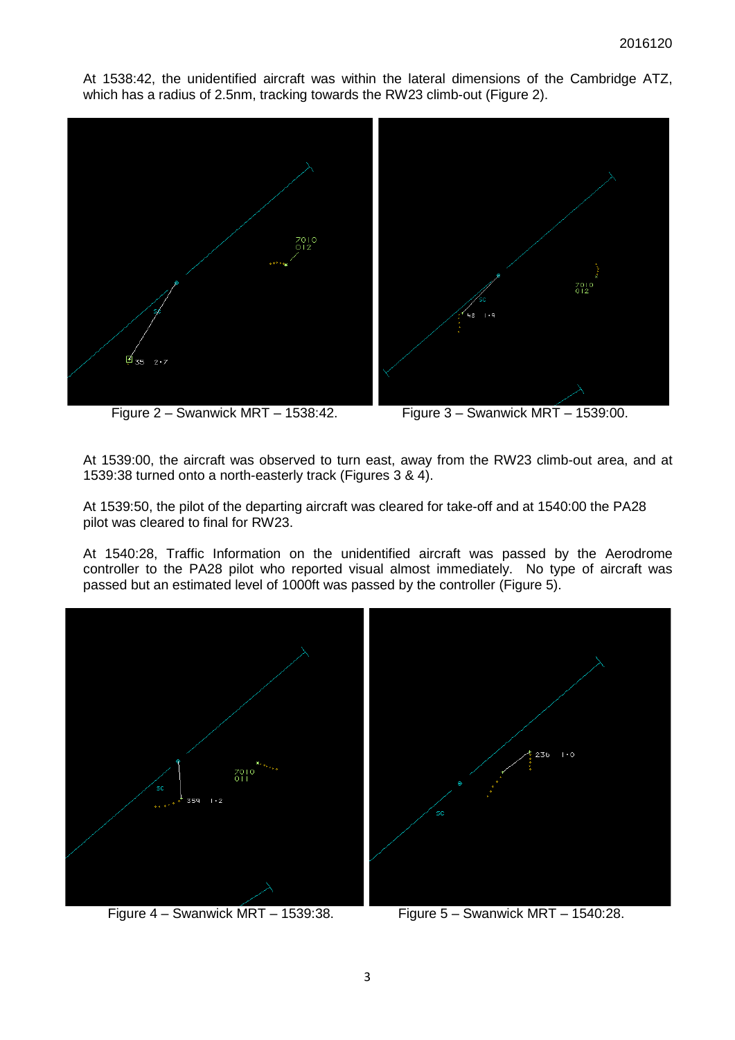At 1538:42, the unidentified aircraft was within the lateral dimensions of the Cambridge ATZ, which has a radius of 2.5nm, tracking towards the RW23 climb-out (Figure 2).

Figure 2 – Swanwick MRT – 1538:42.

Figure 3 – Swanwick MRT – 1539:00.

At 1539:00, the aircraft was observed to turn east, away from the RW23 climb-out area, and at 1539:38 turned onto a north-easterly track (Figures 3 & 4).

At 1539:50, the pilot of the departing aircraft was cleared for take-off and at 1540:00 the PA28 pilot was cleared to final for RW23.

At 1540:28, Traffic Information on the unidentified aircraft was passed by the Aerodrome controller to the PA28 pilot who reported visual almost immediately. No type of aircraft was passed but an estimated level of 1000ft was passed by the controller (Figure 5).

Figure 4 – Swanwick MRT – 1539:38.

Figure 5 – Swanwick MRT – 1540:28.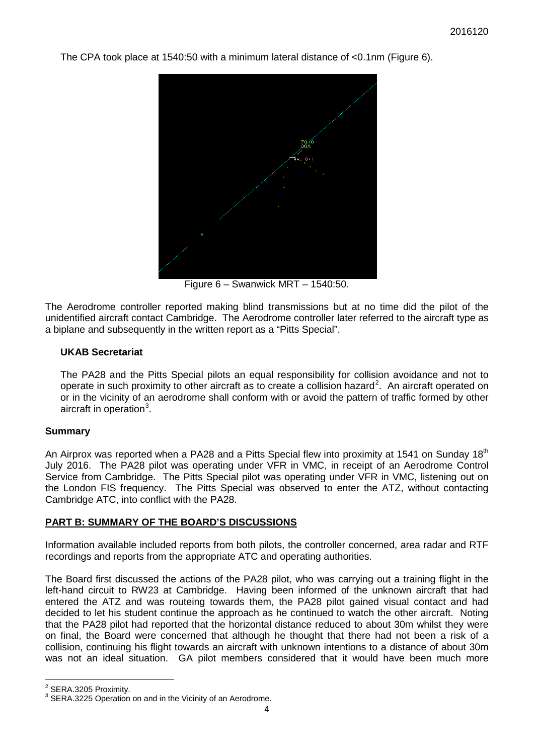The CPA took place at 1540:50 with a minimum lateral distance of <0.1nm (Figure 6).

Figure 6 – Swanwick MRT – 1540:50.

The Aerodrome controller reported making blind transmissions but at no time did the pilot of the unidentified aircraft contact Cambridge. The Aerodrome controller later referred to the aircraft type as a biplane and subsequently in the written report as a "Pitts Special".

### UKAB Secretariat

The PA28 and the Pitts Special pilots an equal responsibility for collision avoidance and not to operate in such proximity to other aircraft as to create a collision hazard[2]. An aircraft operated on or in the vicinity of an aerodrome shall conform with or avoid the pattern of traffic formed by other aircraft in operation[3].

## Summary

An Airprox was reported when a PA28 and a Pitts Special flew into proximity at 1541 on Sunday 18th July 2016. The PA28 pilot was operating under VFR in VMC, in receipt of an Aerodrome Control Service from Cambridge. The Pitts Special pilot was operating under VFR in VMC, listening out on the London FIS frequency. The Pitts Special was observed to enter the ATZ, without contacting Cambridge ATC, into conflict with the PA28.

## PART B: SUMMARY OF THE BOARD'S DISCUSSIONS

Information available included reports from both pilots, the controller concerned, area radar and RTF recordings and reports from the appropriate ATC and operating authorities.

The Board first discussed the actions of the PA28 pilot, who was carrying out a training flight in the left-hand circuit to RW23 at Cambridge. Having been informed of the unknown aircraft that had entered the ATZ and was routeing towards them, the PA28 pilot gained visual contact and had decided to let his student continue the approach as he continued to watch the other aircraft. Noting that the PA28 pilot had reported that the horizontal distance reduced to about 30m whilst they were on final, the Board were concerned that although he thought that there had not been a risk of a collision, continuing his flight towards an aircraft with unknown intentions to a distance of about 30m was not an ideal situation. GA pilot members considered that it would have been much more

---

[2] SERA.3205 Proximity.

[3] SERA.3225 Operation on and in the Vicinity of an Aerodrome.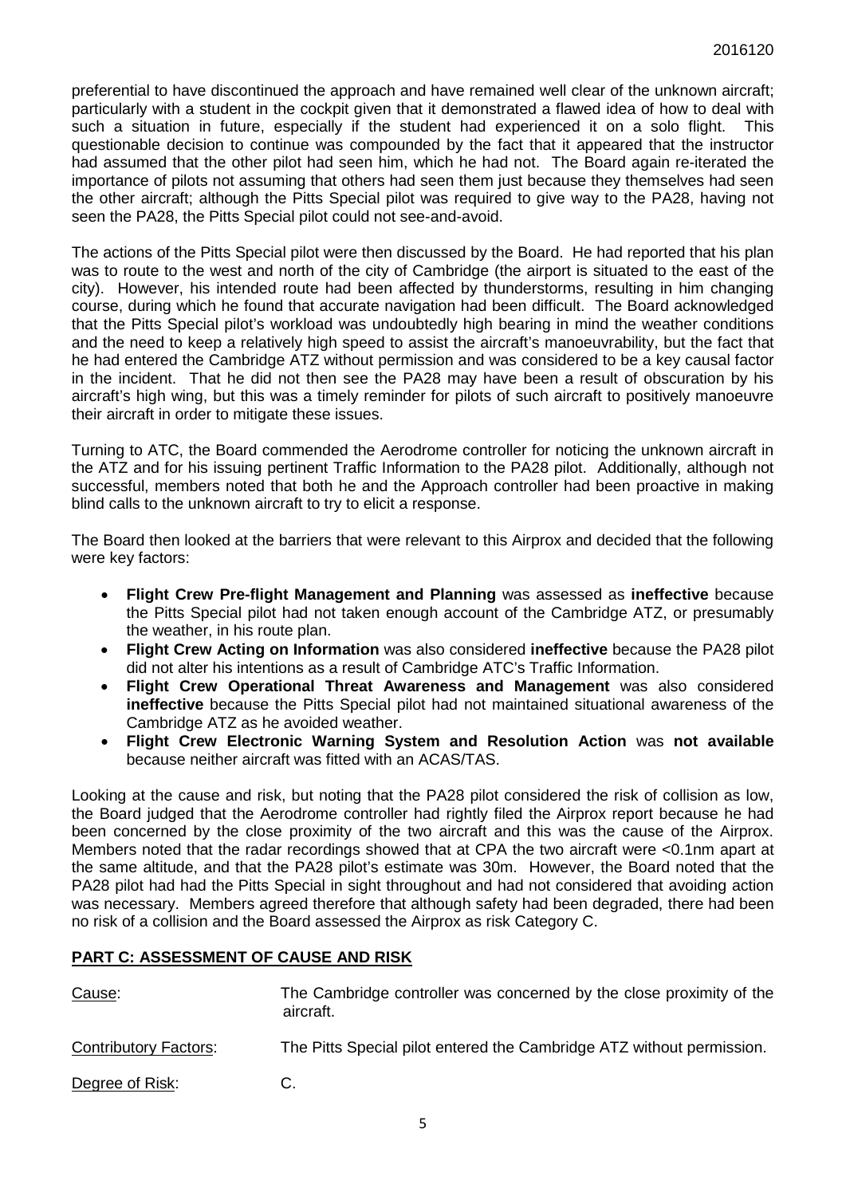preferential to have discontinued the approach and have remained well clear of the unknown aircraft; particularly with a student in the cockpit given that it demonstrated a flawed idea of how to deal with such a situation in future, especially if the student had experienced it on a solo flight. This questionable decision to continue was compounded by the fact that it appeared that the instructor had assumed that the other pilot had seen him, which he had not. The Board again re-iterated the importance of pilots not assuming that others had seen them just because they themselves had seen the other aircraft; although the Pitts Special pilot was required to give way to the PA28, having not seen the PA28, the Pitts Special pilot could not see-and-avoid.

The actions of the Pitts Special pilot were then discussed by the Board. He had reported that his plan was to route to the west and north of the city of Cambridge (the airport is situated to the east of the city). However, his intended route had been affected by thunderstorms, resulting in him changing course, during which he found that accurate navigation had been difficult. The Board acknowledged that the Pitts Special pilot's workload was undoubtedly high bearing in mind the weather conditions and the need to keep a relatively high speed to assist the aircraft's manoeuvrability, but the fact that he had entered the Cambridge ATZ without permission and was considered to be a key causal factor in the incident. That he did not then see the PA28 may have been a result of obscuration by his aircraft's high wing, but this was a timely reminder for pilots of such aircraft to positively manoeuvre their aircraft in order to mitigate these issues.

Turning to ATC, the Board commended the Aerodrome controller for noticing the unknown aircraft in the ATZ and for his issuing pertinent Traffic Information to the PA28 pilot. Additionally, although not successful, members noted that both he and the Approach controller had been proactive in making blind calls to the unknown aircraft to try to elicit a response.

The Board then looked at the barriers that were relevant to this Airprox and decided that the following were key factors:

- **Flight Crew Pre-flight Management and Planning** was assessed as **ineffective** because the Pitts Special pilot had not taken enough account of the Cambridge ATZ, or presumably the weather, in his route plan.
- **Flight Crew Acting on Information** was also considered **ineffective** because the PA28 pilot did not alter his intentions as a result of Cambridge ATC's Traffic Information.
- **Flight Crew Operational Threat Awareness and Management** was also considered **ineffective** because the Pitts Special pilot had not maintained situational awareness of the Cambridge ATZ as he avoided weather.
- **Flight Crew Electronic Warning System and Resolution Action** was **not available** because neither aircraft was fitted with an ACAS/TAS.

Looking at the cause and risk, but noting that the PA28 pilot considered the risk of collision as low, the Board judged that the Aerodrome controller had rightly filed the Airprox report because he had been concerned by the close proximity of the two aircraft and this was the cause of the Airprox. Members noted that the radar recordings showed that at CPA the two aircraft were <0.1nm apart at the same altitude, and that the PA28 pilot's estimate was 30m. However, the Board noted that the PA28 pilot had had the Pitts Special in sight throughout and had not considered that avoiding action was necessary. Members agreed therefore that although safety had been degraded, there had been no risk of a collision and the Board assessed the Airprox as risk Category C.

## PART C: ASSESSMENT OF CAUSE AND RISK

Cause: The Cambridge controller was concerned by the close proximity of the aircraft.

Contributory Factors: The Pitts Special pilot entered the Cambridge ATZ without permission.

Degree of Risk: C.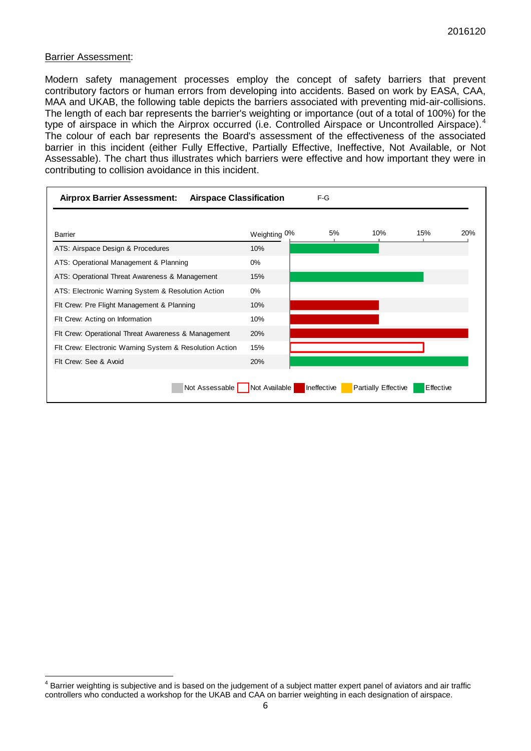Barrier Assessment:

Modern safety management processes employ the concept of safety barriers that prevent contributory factors or human errors from developing into accidents. Based on work by EASA, CAA, MAA and UKAB, the following table depicts the barriers associated with preventing mid-air-collisions. The length of each bar represents the barrier's weighting or importance (out of a total of 100%) for the type of airspace in which the Airprox occurred (i.e. Controlled Airspace or Uncontrolled Airspace).[4] The colour of each bar represents the Board's assessment of the effectiveness of the associated barrier in this incident (either Fully Effective, Partially Effective, Ineffective, Not Available, or Not Assessable). The chart thus illustrates which barriers were effective and how important they were in contributing to collision avoidance in this incident.

**Airprox Barrier Assessment:** **Airspace Classification** F-G

Barrier | Weighting | 0% 5% 10% 15% 20%

ATS: Airspace Design & Procedures 10%

ATS: Operational Management & Planning 0%

ATS: Operational Threat Awareness & Management 15%

ATS: Electronic Warning System & Resolution Action 0%

Flt Crew: Pre Flight Management & Planning 10%

Flt Crew: Acting on Information 10%

Flt Crew: Operational Threat Awareness & Management 20%

Flt Crew: Electronic Warning System & Resolution Action 15%

Flt Crew: See & Avoid 20%

Not Assessable | Not Available | Ineffective | Partially Effective | Effective

---

[4] Barrier weighting is subjective and is based on the judgement of a subject matter expert panel of aviators and air traffic controllers who conducted a workshop for the UKAB and CAA on barrier weighting in each designation of airspace.